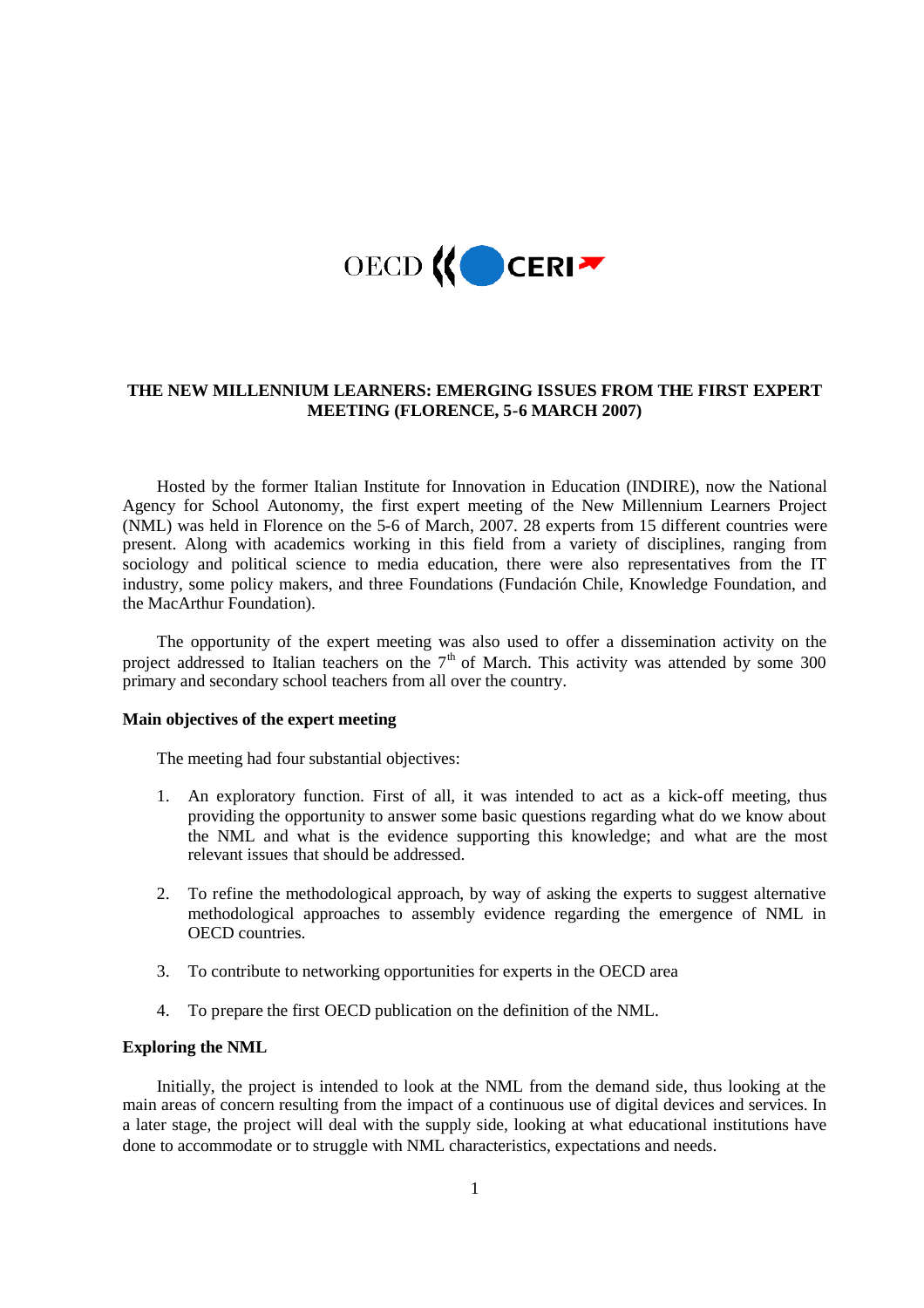OECD CERI

# THE NEW MILLENNIUM LEARNERS: EMERGING ISSUES FROM THE FIRST EXPERT MEETING (FLORENCE, 5-6 MARCH 2007)

Hosted by the former Italian Institute for Innovation in Education (INDIRE), now the National Agency for School Autonomy, the first expert meeting of the New Millennium Learners Project (NML) was held in Florence on the 5-6 of March, 2007. 28 experts from 15 different countries were present. Along with academics working in this field from a variety of disciplines, ranging from sociology and political science to media education, there were also representatives from the IT industry, some policy makers, and three Foundations (Fundación Chile, Knowledge Foundation, and the MacArthur Foundation).

The opportunity of the expert meeting was also used to offer a dissemination activity on the project addressed to Italian teachers on the 7th of March. This activity was attended by some 300 primary and secondary school teachers from all over the country.

## Main objectives of the expert meeting

The meeting had four substantial objectives:

1. An exploratory function. First of all, it was intended to act as a kick-off meeting, thus providing the opportunity to answer some basic questions regarding what do we know about the NML and what is the evidence supporting this knowledge; and what are the most relevant issues that should be addressed.

2. To refine the methodological approach, by way of asking the experts to suggest alternative methodological approaches to assembly evidence regarding the emergence of NML in OECD countries.

3. To contribute to networking opportunities for experts in the OECD area

4. To prepare the first OECD publication on the definition of the NML.

## Exploring the NML

Initially, the project is intended to look at the NML from the demand side, thus looking at the main areas of concern resulting from the impact of a continuous use of digital devices and services. In a later stage, the project will deal with the supply side, looking at what educational institutions have done to accommodate or to struggle with NML characteristics, expectations and needs.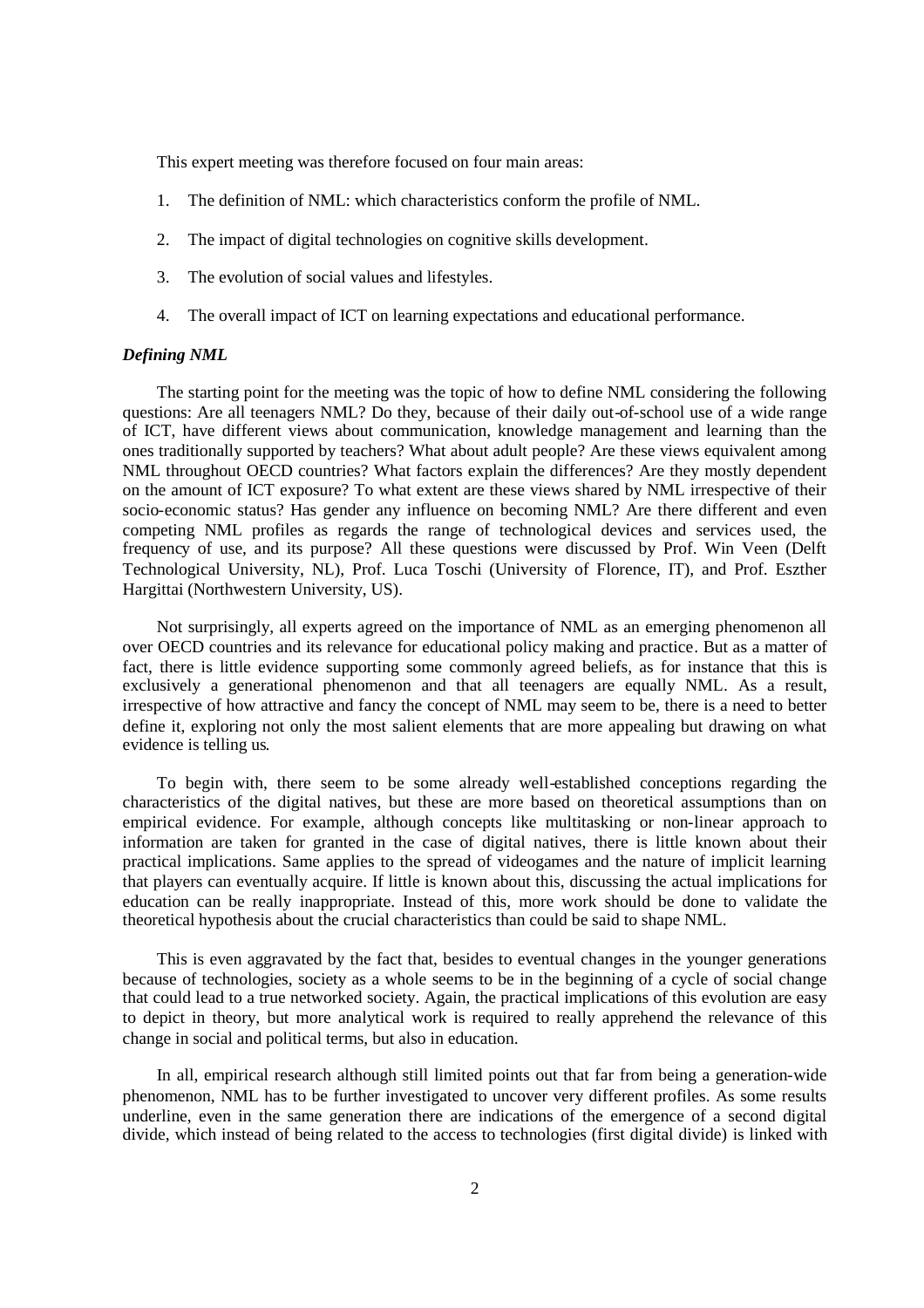This expert meeting was therefore focused on four main areas:

1. The definition of NML: which characteristics conform the profile of NML.
2. The impact of digital technologies on cognitive skills development.
3. The evolution of social values and lifestyles.
4. The overall impact of ICT on learning expectations and educational performance.

***Defining NML***

The starting point for the meeting was the topic of how to define NML considering the following questions: Are all teenagers NML? Do they, because of their daily out-of-school use of a wide range of ICT, have different views about communication, knowledge management and learning than the ones traditionally supported by teachers? What about adult people? Are these views equivalent among NML throughout OECD countries? What factors explain the differences? Are they mostly dependent on the amount of ICT exposure? To what extent are these views shared by NML irrespective of their socio-economic status? Has gender any influence on becoming NML? Are there different and even competing NML profiles as regards the range of technological devices and services used, the frequency of use, and its purpose? All these questions were discussed by Prof. Win Veen (Delft Technological University, NL), Prof. Luca Toschi (University of Florence, IT), and Prof. Eszther Hargittai (Northwestern University, US).

Not surprisingly, all experts agreed on the importance of NML as an emerging phenomenon all over OECD countries and its relevance for educational policy making and practice. But as a matter of fact, there is little evidence supporting some commonly agreed beliefs, as for instance that this is exclusively a generational phenomenon and that all teenagers are equally NML. As a result, irrespective of how attractive and fancy the concept of NML may seem to be, there is a need to better define it, exploring not only the most salient elements that are more appealing but drawing on what evidence is telling us.

To begin with, there seem to be some already well-established conceptions regarding the characteristics of the digital natives, but these are more based on theoretical assumptions than on empirical evidence. For example, although concepts like multitasking or non-linear approach to information are taken for granted in the case of digital natives, there is little known about their practical implications. Same applies to the spread of videogames and the nature of implicit learning that players can eventually acquire. If little is known about this, discussing the actual implications for education can be really inappropriate. Instead of this, more work should be done to validate the theoretical hypothesis about the crucial characteristics than could be said to shape NML.

This is even aggravated by the fact that, besides to eventual changes in the younger generations because of technologies, society as a whole seems to be in the beginning of a cycle of social change that could lead to a true networked society. Again, the practical implications of this evolution are easy to depict in theory, but more analytical work is required to really apprehend the relevance of this change in social and political terms, but also in education.

In all, empirical research although still limited points out that far from being a generation-wide phenomenon, NML has to be further investigated to uncover very different profiles. As some results underline, even in the same generation there are indications of the emergence of a second digital divide, which instead of being related to the access to technologies (first digital divide) is linked with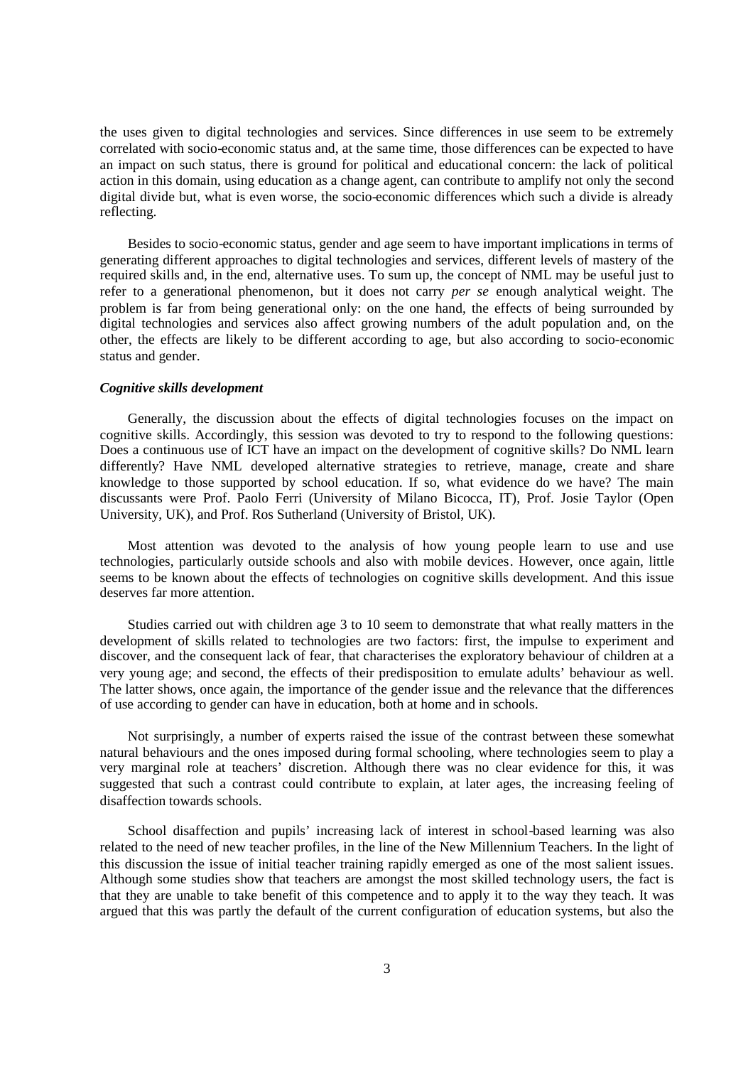the uses given to digital technologies and services. Since differences in use seem to be extremely correlated with socio-economic status and, at the same time, those differences can be expected to have an impact on such status, there is ground for political and educational concern: the lack of political action in this domain, using education as a change agent, can contribute to amplify not only the second digital divide but, what is even worse, the socio-economic differences which such a divide is already reflecting.

Besides to socio-economic status, gender and age seem to have important implications in terms of generating different approaches to digital technologies and services, different levels of mastery of the required skills and, in the end, alternative uses. To sum up, the concept of NML may be useful just to refer to a generational phenomenon, but it does not carry *per se* enough analytical weight. The problem is far from being generational only: on the one hand, the effects of being surrounded by digital technologies and services also affect growing numbers of the adult population and, on the other, the effects are likely to be different according to age, but also according to socio-economic status and gender.

***Cognitive skills development***

Generally, the discussion about the effects of digital technologies focuses on the impact on cognitive skills. Accordingly, this session was devoted to try to respond to the following questions: Does a continuous use of ICT have an impact on the development of cognitive skills? Do NML learn differently? Have NML developed alternative strategies to retrieve, manage, create and share knowledge to those supported by school education. If so, what evidence do we have? The main discussants were Prof. Paolo Ferri (University of Milano Bicocca, IT), Prof. Josie Taylor (Open University, UK), and Prof. Ros Sutherland (University of Bristol, UK).

Most attention was devoted to the analysis of how young people learn to use and use technologies, particularly outside schools and also with mobile devices. However, once again, little seems to be known about the effects of technologies on cognitive skills development. And this issue deserves far more attention.

Studies carried out with children age 3 to 10 seem to demonstrate that what really matters in the development of skills related to technologies are two factors: first, the impulse to experiment and discover, and the consequent lack of fear, that characterises the exploratory behaviour of children at a very young age; and second, the effects of their predisposition to emulate adults' behaviour as well. The latter shows, once again, the importance of the gender issue and the relevance that the differences of use according to gender can have in education, both at home and in schools.

Not surprisingly, a number of experts raised the issue of the contrast between these somewhat natural behaviours and the ones imposed during formal schooling, where technologies seem to play a very marginal role at teachers' discretion. Although there was no clear evidence for this, it was suggested that such a contrast could contribute to explain, at later ages, the increasing feeling of disaffection towards schools.

School disaffection and pupils' increasing lack of interest in school-based learning was also related to the need of new teacher profiles, in the line of the New Millennium Teachers. In the light of this discussion the issue of initial teacher training rapidly emerged as one of the most salient issues. Although some studies show that teachers are amongst the most skilled technology users, the fact is that they are unable to take benefit of this competence and to apply it to the way they teach. It was argued that this was partly the default of the current configuration of education systems, but also the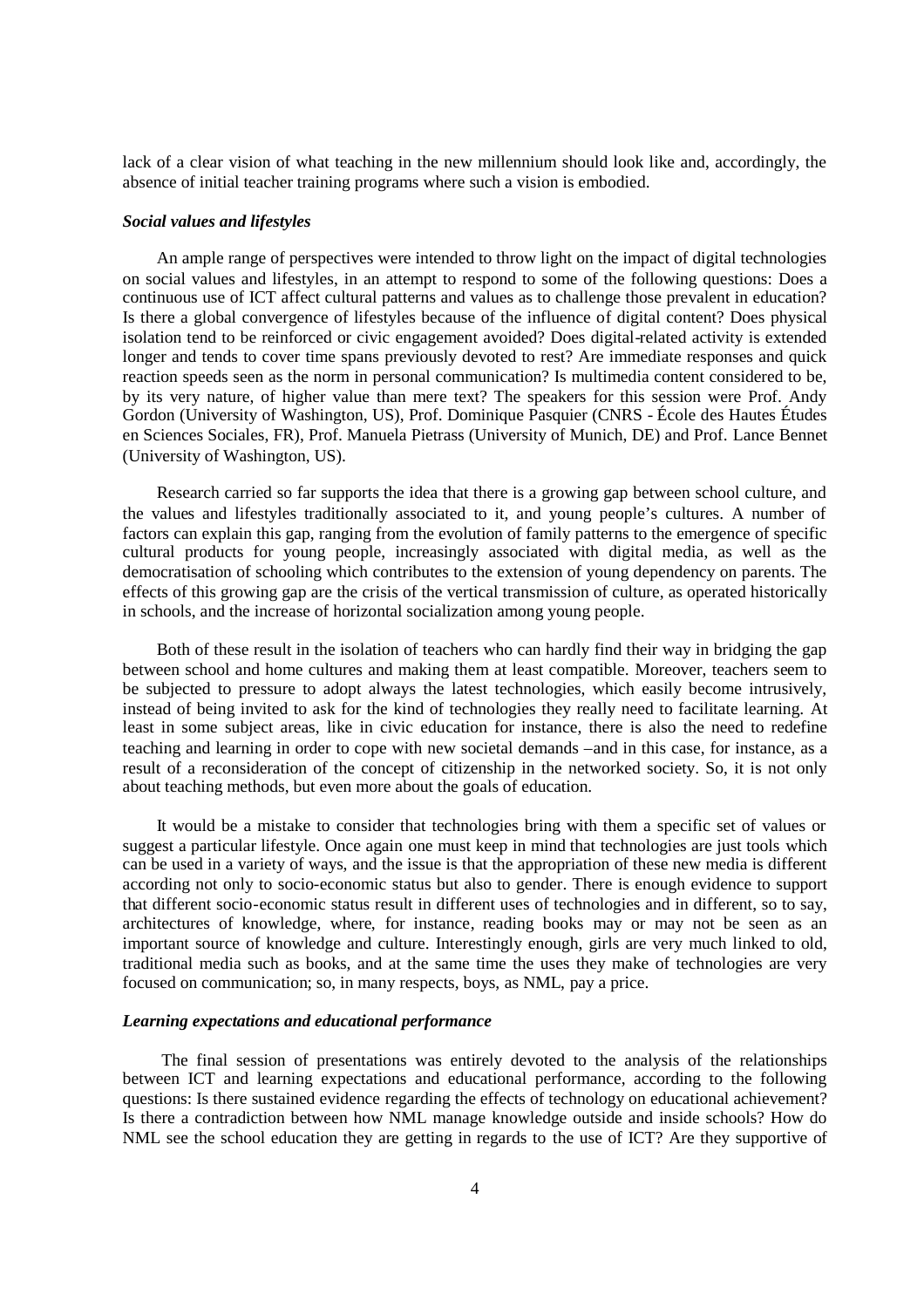lack of a clear vision of what teaching in the new millennium should look like and, accordingly, the absence of initial teacher training programs where such a vision is embodied.

### *Social values and lifestyles*

An ample range of perspectives were intended to throw light on the impact of digital technologies on social values and lifestyles, in an attempt to respond to some of the following questions: Does a continuous use of ICT affect cultural patterns and values as to challenge those prevalent in education? Is there a global convergence of lifestyles because of the influence of digital content? Does physical isolation tend to be reinforced or civic engagement avoided? Does digital-related activity is extended longer and tends to cover time spans previously devoted to rest? Are immediate responses and quick reaction speeds seen as the norm in personal communication? Is multimedia content considered to be, by its very nature, of higher value than mere text? The speakers for this session were Prof. Andy Gordon (University of Washington, US), Prof. Dominique Pasquier (CNRS - École des Hautes Études en Sciences Sociales, FR), Prof. Manuela Pietrass (University of Munich, DE) and Prof. Lance Bennet (University of Washington, US).

Research carried so far supports the idea that there is a growing gap between school culture, and the values and lifestyles traditionally associated to it, and young people's cultures. A number of factors can explain this gap, ranging from the evolution of family patterns to the emergence of specific cultural products for young people, increasingly associated with digital media, as well as the democratisation of schooling which contributes to the extension of young dependency on parents. The effects of this growing gap are the crisis of the vertical transmission of culture, as operated historically in schools, and the increase of horizontal socialization among young people.

Both of these result in the isolation of teachers who can hardly find their way in bridging the gap between school and home cultures and making them at least compatible. Moreover, teachers seem to be subjected to pressure to adopt always the latest technologies, which easily become intrusively, instead of being invited to ask for the kind of technologies they really need to facilitate learning. At least in some subject areas, like in civic education for instance, there is also the need to redefine teaching and learning in order to cope with new societal demands –and in this case, for instance, as a result of a reconsideration of the concept of citizenship in the networked society. So, it is not only about teaching methods, but even more about the goals of education.

It would be a mistake to consider that technologies bring with them a specific set of values or suggest a particular lifestyle. Once again one must keep in mind that technologies are just tools which can be used in a variety of ways, and the issue is that the appropriation of these new media is different according not only to socio-economic status but also to gender. There is enough evidence to support that different socio-economic status result in different uses of technologies and in different, so to say, architectures of knowledge, where, for instance, reading books may or may not be seen as an important source of knowledge and culture. Interestingly enough, girls are very much linked to old, traditional media such as books, and at the same time the uses they make of technologies are very focused on communication; so, in many respects, boys, as NML, pay a price.

### *Learning expectations and educational performance*

The final session of presentations was entirely devoted to the analysis of the relationships between ICT and learning expectations and educational performance, according to the following questions: Is there sustained evidence regarding the effects of technology on educational achievement? Is there a contradiction between how NML manage knowledge outside and inside schools? How do NML see the school education they are getting in regards to the use of ICT? Are they supportive of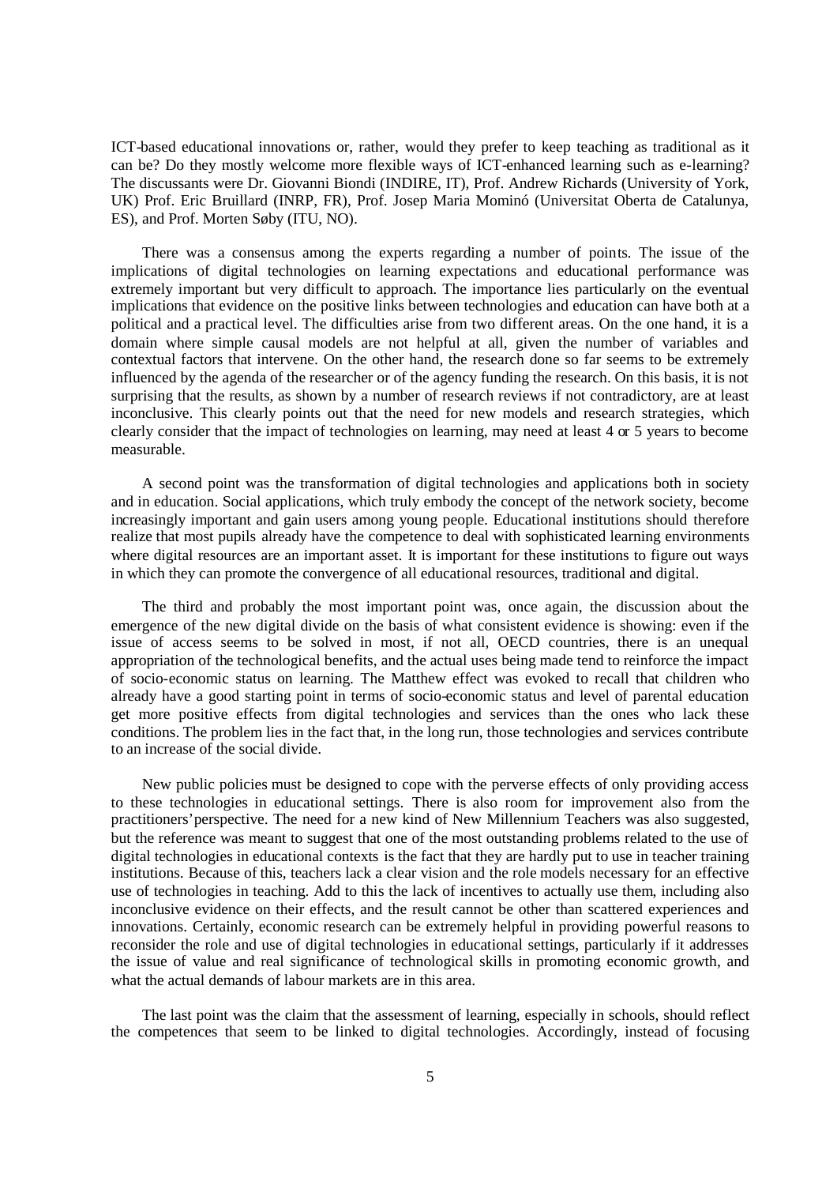ICT-based educational innovations or, rather, would they prefer to keep teaching as traditional as it can be? Do they mostly welcome more flexible ways of ICT-enhanced learning such as e-learning? The discussants were Dr. Giovanni Biondi (INDIRE, IT), Prof. Andrew Richards (University of York, UK) Prof. Eric Bruillard (INRP, FR), Prof. Josep Maria Mominó (Universitat Oberta de Catalunya, ES), and Prof. Morten Søby (ITU, NO).

There was a consensus among the experts regarding a number of points. The issue of the implications of digital technologies on learning expectations and educational performance was extremely important but very difficult to approach. The importance lies particularly on the eventual implications that evidence on the positive links between technologies and education can have both at a political and a practical level. The difficulties arise from two different areas. On the one hand, it is a domain where simple causal models are not helpful at all, given the number of variables and contextual factors that intervene. On the other hand, the research done so far seems to be extremely influenced by the agenda of the researcher or of the agency funding the research. On this basis, it is not surprising that the results, as shown by a number of research reviews if not contradictory, are at least inconclusive. This clearly points out that the need for new models and research strategies, which clearly consider that the impact of technologies on learning, may need at least 4 or 5 years to become measurable.

A second point was the transformation of digital technologies and applications both in society and in education. Social applications, which truly embody the concept of the network society, become increasingly important and gain users among young people. Educational institutions should therefore realize that most pupils already have the competence to deal with sophisticated learning environments where digital resources are an important asset. It is important for these institutions to figure out ways in which they can promote the convergence of all educational resources, traditional and digital.

The third and probably the most important point was, once again, the discussion about the emergence of the new digital divide on the basis of what consistent evidence is showing: even if the issue of access seems to be solved in most, if not all, OECD countries, there is an unequal appropriation of the technological benefits, and the actual uses being made tend to reinforce the impact of socio-economic status on learning. The Matthew effect was evoked to recall that children who already have a good starting point in terms of socio-economic status and level of parental education get more positive effects from digital technologies and services than the ones who lack these conditions. The problem lies in the fact that, in the long run, those technologies and services contribute to an increase of the social divide.

New public policies must be designed to cope with the perverse effects of only providing access to these technologies in educational settings. There is also room for improvement also from the practitioners' perspective. The need for a new kind of New Millennium Teachers was also suggested, but the reference was meant to suggest that one of the most outstanding problems related to the use of digital technologies in educational contexts is the fact that they are hardly put to use in teacher training institutions. Because of this, teachers lack a clear vision and the role models necessary for an effective use of technologies in teaching. Add to this the lack of incentives to actually use them, including also inconclusive evidence on their effects, and the result cannot be other than scattered experiences and innovations. Certainly, economic research can be extremely helpful in providing powerful reasons to reconsider the role and use of digital technologies in educational settings, particularly if it addresses the issue of value and real significance of technological skills in promoting economic growth, and what the actual demands of labour markets are in this area.

The last point was the claim that the assessment of learning, especially in schools, should reflect the competences that seem to be linked to digital technologies. Accordingly, instead of focusing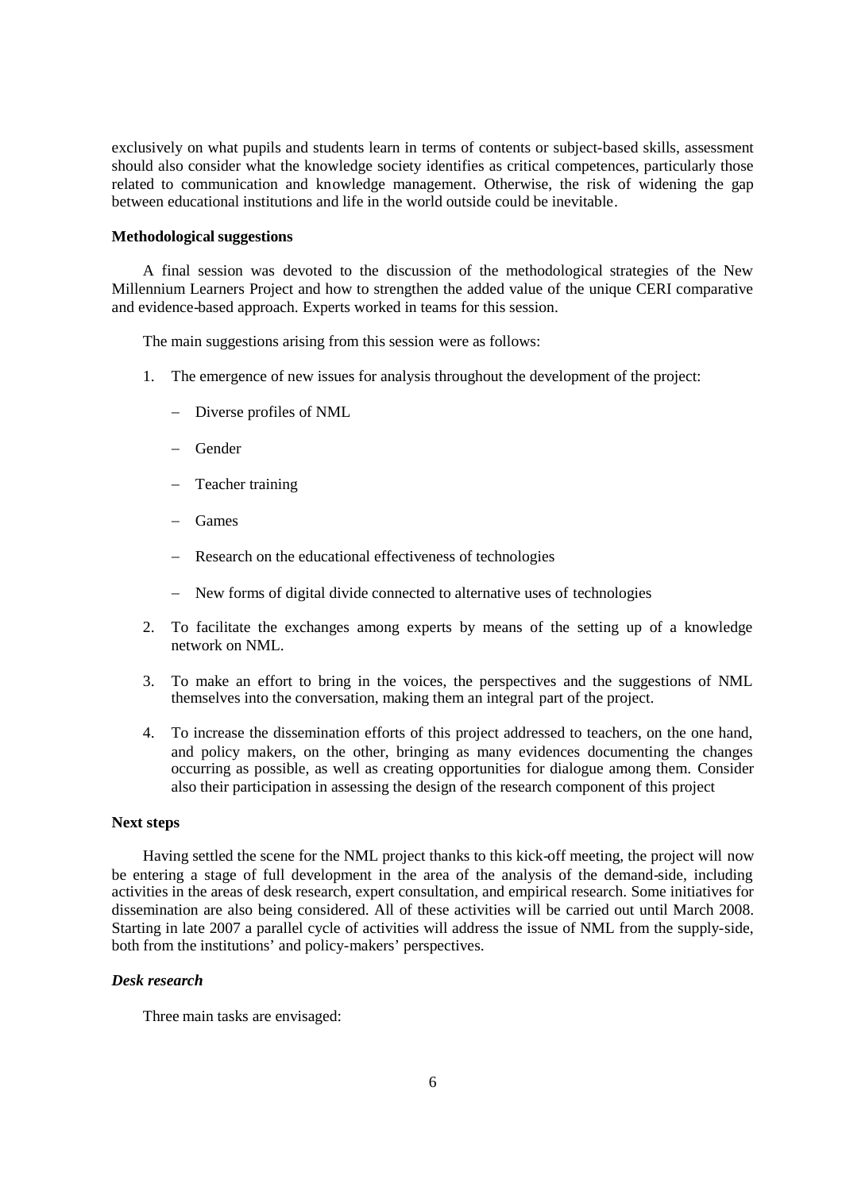exclusively on what pupils and students learn in terms of contents or subject-based skills, assessment should also consider what the knowledge society identifies as critical competences, particularly those related to communication and knowledge management. Otherwise, the risk of widening the gap between educational institutions and life in the world outside could be inevitable.

**Methodological suggestions**

A final session was devoted to the discussion of the methodological strategies of the New Millennium Learners Project and how to strengthen the added value of the unique CERI comparative and evidence-based approach. Experts worked in teams for this session.

The main suggestions arising from this session were as follows:

1. The emergence of new issues for analysis throughout the development of the project:
   - Diverse profiles of NML
   - Gender
   - Teacher training
   - Games
   - Research on the educational effectiveness of technologies
   - New forms of digital divide connected to alternative uses of technologies
2. To facilitate the exchanges among experts by means of the setting up of a knowledge network on NML.
3. To make an effort to bring in the voices, the perspectives and the suggestions of NML themselves into the conversation, making them an integral part of the project.
4. To increase the dissemination efforts of this project addressed to teachers, on the one hand, and policy makers, on the other, bringing as many evidences documenting the changes occurring as possible, as well as creating opportunities for dialogue among them. Consider also their participation in assessing the design of the research component of this project

**Next steps**

Having settled the scene for the NML project thanks to this kick-off meeting, the project will now be entering a stage of full development in the area of the analysis of the demand-side, including activities in the areas of desk research, expert consultation, and empirical research. Some initiatives for dissemination are also being considered. All of these activities will be carried out until March 2008. Starting in late 2007 a parallel cycle of activities will address the issue of NML from the supply-side, both from the institutions' and policy-makers' perspectives.

***Desk research***

Three main tasks are envisaged: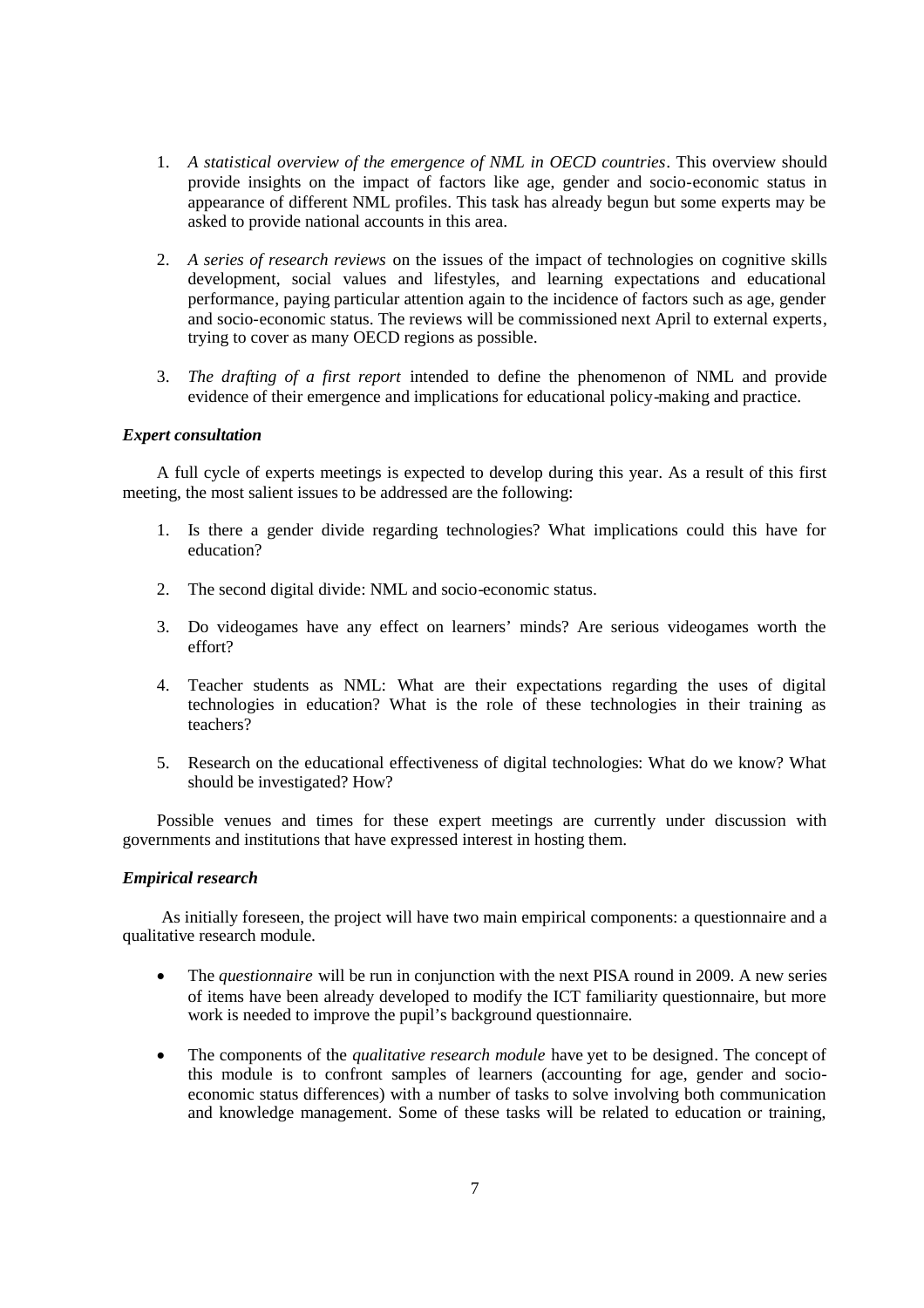1. *A statistical overview of the emergence of NML in OECD countries*. This overview should provide insights on the impact of factors like age, gender and socio-economic status in appearance of different NML profiles. This task has already begun but some experts may be asked to provide national accounts in this area.

2. *A series of research reviews* on the issues of the impact of technologies on cognitive skills development, social values and lifestyles, and learning expectations and educational performance, paying particular attention again to the incidence of factors such as age, gender and socio-economic status. The reviews will be commissioned next April to external experts, trying to cover as many OECD regions as possible.

3. *The drafting of a first report* intended to define the phenomenon of NML and provide evidence of their emergence and implications for educational policy-making and practice.

***Expert consultation***

A full cycle of experts meetings is expected to develop during this year. As a result of this first meeting, the most salient issues to be addressed are the following:

1. Is there a gender divide regarding technologies? What implications could this have for education?

2. The second digital divide: NML and socio-economic status.

3. Do videogames have any effect on learners' minds? Are serious videogames worth the effort?

4. Teacher students as NML: What are their expectations regarding the uses of digital technologies in education? What is the role of these technologies in their training as teachers?

5. Research on the educational effectiveness of digital technologies: What do we know? What should be investigated? How?

Possible venues and times for these expert meetings are currently under discussion with governments and institutions that have expressed interest in hosting them.

***Empirical research***

As initially foreseen, the project will have two main empirical components: a questionnaire and a qualitative research module.

- The *questionnaire* will be run in conjunction with the next PISA round in 2009. A new series of items have been already developed to modify the ICT familiarity questionnaire, but more work is needed to improve the pupil's background questionnaire.

- The components of the *qualitative research module* have yet to be designed. The concept of this module is to confront samples of learners (accounting for age, gender and socio-economic status differences) with a number of tasks to solve involving both communication and knowledge management. Some of these tasks will be related to education or training,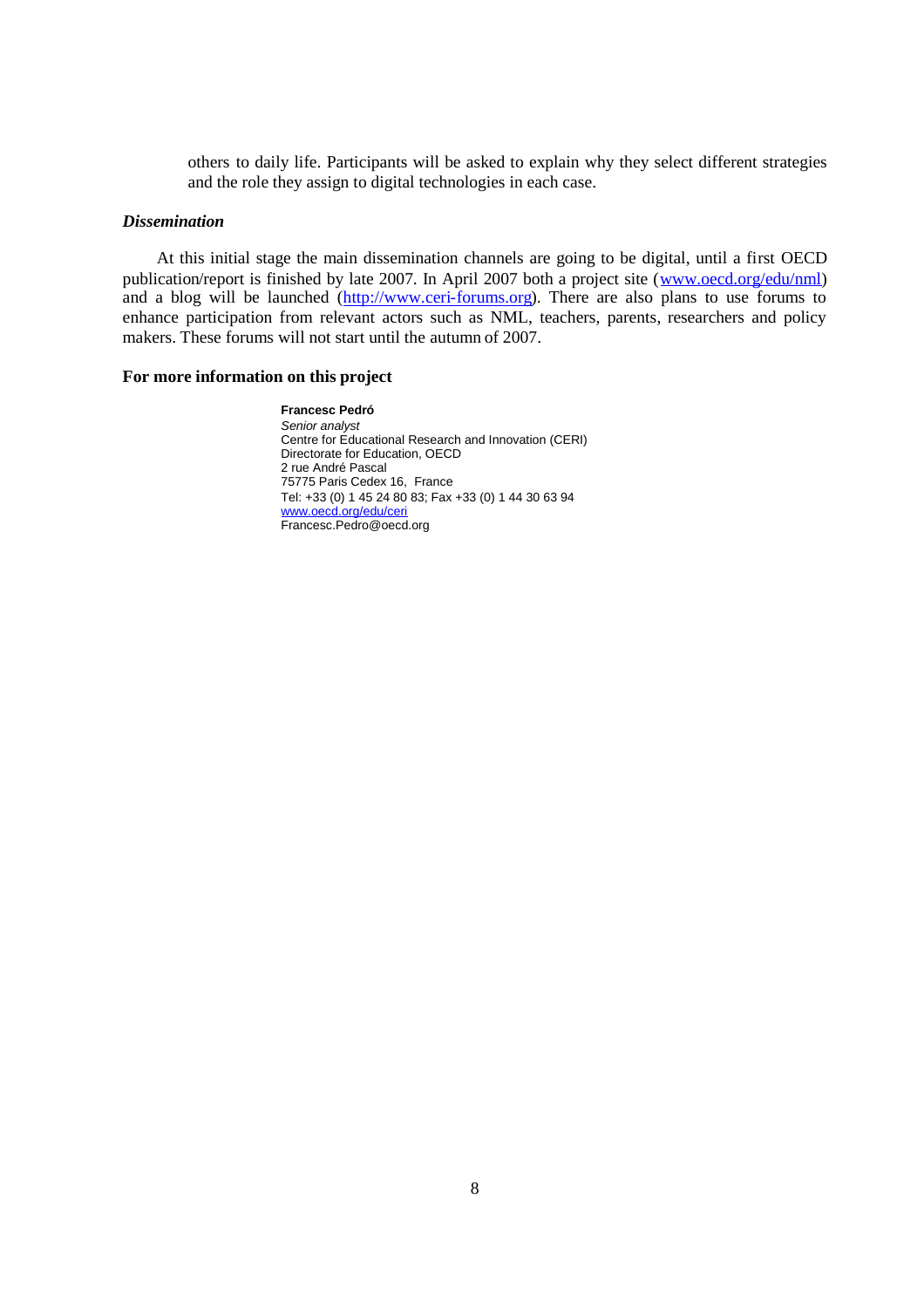others to daily life. Participants will be asked to explain why they select different strategies and the role they assign to digital technologies in each case.

### *Dissemination*

At this initial stage the main dissemination channels are going to be digital, until a first OECD publication/report is finished by late 2007. In April 2007 both a project site (www.oecd.org/edu/nml) and a blog will be launched (http://www.ceri-forums.org). There are also plans to use forums to enhance participation from relevant actors such as NML, teachers, parents, researchers and policy makers. These forums will not start until the autumn of 2007.

## For more information on this project

**Francesc Pedró**
*Senior analyst*
Centre for Educational Research and Innovation (CERI)
Directorate for Education, OECD
2 rue André Pascal
75775 Paris Cedex 16, France
Tel: +33 (0) 1 45 24 80 83; Fax +33 (0) 1 44 30 63 94
www.oecd.org/edu/ceri
Francesc.Pedro@oecd.org